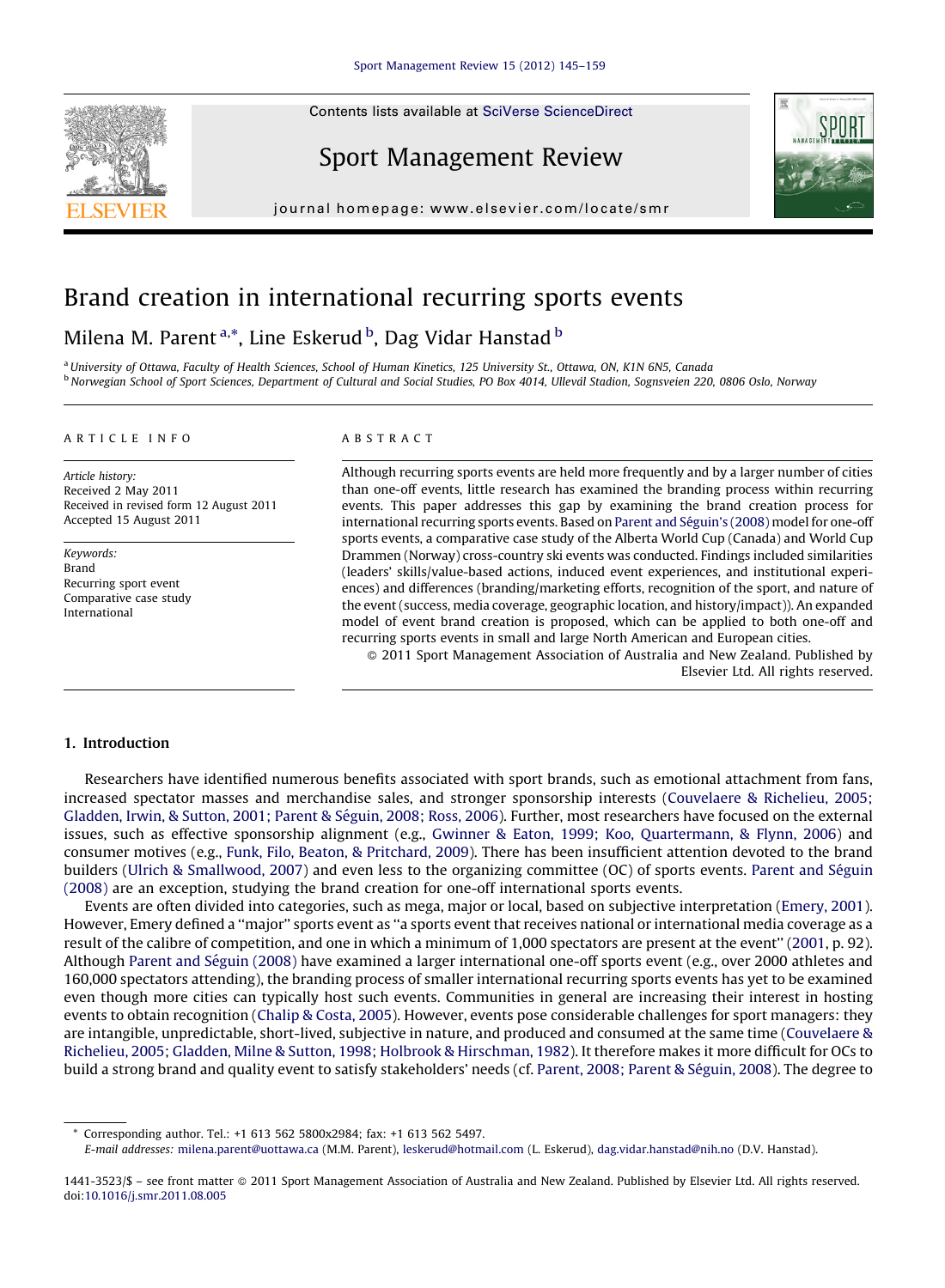Contents lists available at SciVerse ScienceDirect

# Sport Management Review

journal homepage: www.elsevier.com/locate/smr

# Brand creation in international recurring sports events

Milena M. Parent [a,*], Line Eskerud [b], Dag Vidar Hanstad [b]

[a] University of Ottawa, Faculty of Health Sciences, School of Human Kinetics, 125 University St., Ottawa, ON, K1N 6N5, Canada
[b] Norwegian School of Sport Sciences, Department of Cultural and Social Studies, PO Box 4014, Ullevål Stadion, Sognsveien 220, 0806 Oslo, Norway

**ARTICLE INFO**

*Article history:*
Received 2 May 2011
Received in revised form 12 August 2011
Accepted 15 August 2011

*Keywords:*
Brand
Recurring sport event
Comparative case study
International

**ABSTRACT**

Although recurring sports events are held more frequently and by a larger number of cities than one-off events, little research has examined the branding process within recurring events. This paper addresses this gap by examining the brand creation process for international recurring sports events. Based on Parent and Séguin's (2008) model for one-off sports events, a comparative case study of the Alberta World Cup (Canada) and World Cup Drammen (Norway) cross-country ski events was conducted. Findings included similarities (leaders' skills/value-based actions, induced event experiences, and institutional experiences) and differences (branding/marketing efforts, recognition of the sport, and nature of the event (success, media coverage, geographic location, and history/impact)). An expanded model of event brand creation is proposed, which can be applied to both one-off and recurring sports events in small and large North American and European cities.

© 2011 Sport Management Association of Australia and New Zealand. Published by Elsevier Ltd. All rights reserved.

## 1. Introduction

Researchers have identified numerous benefits associated with sport brands, such as emotional attachment from fans, increased spectator masses and merchandise sales, and stronger sponsorship interests (Couvelaere & Richelieu, 2005; Gladden, Irwin, & Sutton, 2001; Parent & Séguin, 2008; Ross, 2006). Further, most researchers have focused on the external issues, such as effective sponsorship alignment (e.g., Gwinner & Eaton, 1999; Koo, Quartermann, & Flynn, 2006) and consumer motives (e.g., Funk, Filo, Beaton, & Pritchard, 2009). There has been insufficient attention devoted to the brand builders (Ulrich & Smallwood, 2007) and even less to the organizing committee (OC) of sports events. Parent and Séguin (2008) are an exception, studying the brand creation for one-off international sports events.

Events are often divided into categories, such as mega, major or local, based on subjective interpretation (Emery, 2001). However, Emery defined a ''major'' sports event as ''a sports event that receives national or international media coverage as a result of the calibre of competition, and one in which a minimum of 1,000 spectators are present at the event'' (2001, p. 92). Although Parent and Séguin (2008) have examined a larger international one-off sports event (e.g., over 2000 athletes and 160,000 spectators attending), the branding process of smaller international recurring sports events has yet to be examined even though more cities can typically host such events. Communities in general are increasing their interest in hosting events to obtain recognition (Chalip & Costa, 2005). However, events pose considerable challenges for sport managers: they are intangible, unpredictable, short-lived, subjective in nature, and produced and consumed at the same time (Couvelaere & Richelieu, 2005; Gladden, Milne & Sutton, 1998; Holbrook & Hirschman, 1982). It therefore makes it more difficult for OCs to build a strong brand and quality event to satisfy stakeholders' needs (cf. Parent, 2008; Parent & Séguin, 2008). The degree to

---

* Corresponding author. Tel.: +1 613 562 5800x2984; fax: +1 613 562 5497.
*E-mail addresses:* milena.parent@uottawa.ca (M.M. Parent), leskerud@hotmail.com (L. Eskerud), dag.vidar.hanstad@nih.no (D.V. Hanstad).

1441-3523/$ – see front matter © 2011 Sport Management Association of Australia and New Zealand. Published by Elsevier Ltd. All rights reserved.
doi:10.1016/j.smr.2011.08.005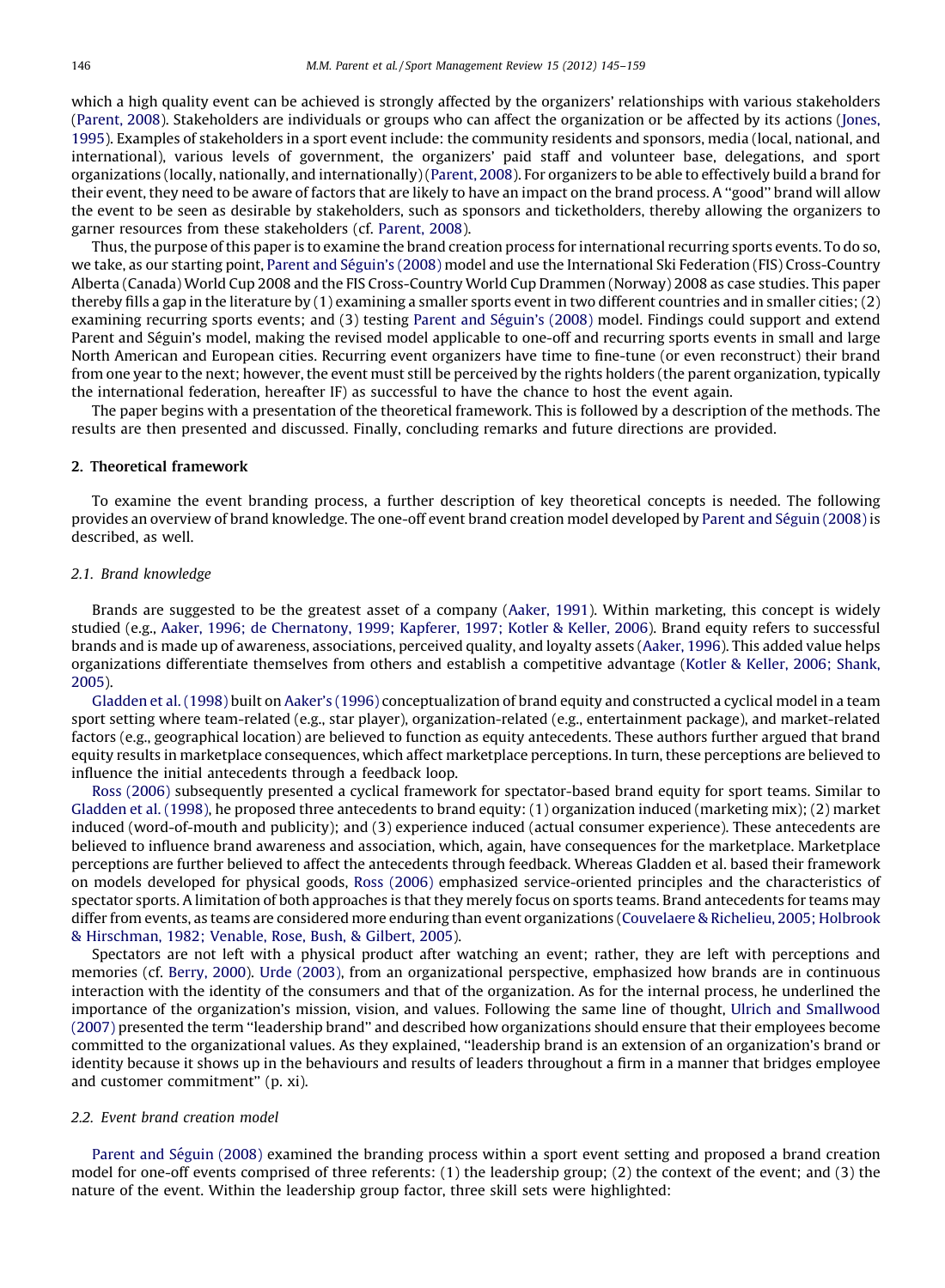which a high quality event can be achieved is strongly affected by the organizers' relationships with various stakeholders (Parent, 2008). Stakeholders are individuals or groups who can affect the organization or be affected by its actions (Jones, 1995). Examples of stakeholders in a sport event include: the community residents and sponsors, media (local, national, and international), various levels of government, the organizers' paid staff and volunteer base, delegations, and sport organizations (locally, nationally, and internationally) (Parent, 2008). For organizers to be able to effectively build a brand for their event, they need to be aware of factors that are likely to have an impact on the brand process. A "good" brand will allow the event to be seen as desirable by stakeholders, such as sponsors and ticketholders, thereby allowing the organizers to garner resources from these stakeholders (cf. Parent, 2008).

Thus, the purpose of this paper is to examine the brand creation process for international recurring sports events. To do so, we take, as our starting point, Parent and Séguin's (2008) model and use the International Ski Federation (FIS) Cross-Country Alberta (Canada) World Cup 2008 and the FIS Cross-Country World Cup Drammen (Norway) 2008 as case studies. This paper thereby fills a gap in the literature by (1) examining a smaller sports event in two different countries and in smaller cities; (2) examining recurring sports events; and (3) testing Parent and Séguin's (2008) model. Findings could support and extend Parent and Séguin's model, making the revised model applicable to one-off and recurring sports events in small and large North American and European cities. Recurring event organizers have time to fine-tune (or even reconstruct) their brand from one year to the next; however, the event must still be perceived by the rights holders (the parent organization, typically the international federation, hereafter IF) as successful to have the chance to host the event again.

The paper begins with a presentation of the theoretical framework. This is followed by a description of the methods. The results are then presented and discussed. Finally, concluding remarks and future directions are provided.

## 2. Theoretical framework

To examine the event branding process, a further description of key theoretical concepts is needed. The following provides an overview of brand knowledge. The one-off event brand creation model developed by Parent and Séguin (2008) is described, as well.

### 2.1. Brand knowledge

Brands are suggested to be the greatest asset of a company (Aaker, 1991). Within marketing, this concept is widely studied (e.g., Aaker, 1996; de Chernatony, 1999; Kapferer, 1997; Kotler & Keller, 2006). Brand equity refers to successful brands and is made up of awareness, associations, perceived quality, and loyalty assets (Aaker, 1996). This added value helps organizations differentiate themselves from others and establish a competitive advantage (Kotler & Keller, 2006; Shank, 2005).

Gladden et al. (1998) built on Aaker's (1996) conceptualization of brand equity and constructed a cyclical model in a team sport setting where team-related (e.g., star player), organization-related (e.g., entertainment package), and market-related factors (e.g., geographical location) are believed to function as equity antecedents. These authors further argued that brand equity results in marketplace consequences, which affect marketplace perceptions. In turn, these perceptions are believed to influence the initial antecedents through a feedback loop.

Ross (2006) subsequently presented a cyclical framework for spectator-based brand equity for sport teams. Similar to Gladden et al. (1998), he proposed three antecedents to brand equity: (1) organization induced (marketing mix); (2) market induced (word-of-mouth and publicity); and (3) experience induced (actual consumer experience). These antecedents are believed to influence brand awareness and association, which, again, have consequences for the marketplace. Marketplace perceptions are further believed to affect the antecedents through feedback. Whereas Gladden et al. based their framework on models developed for physical goods, Ross (2006) emphasized service-oriented principles and the characteristics of spectator sports. A limitation of both approaches is that they merely focus on sports teams. Brand antecedents for teams may differ from events, as teams are considered more enduring than event organizations (Couvelaere & Richelieu, 2005; Holbrook & Hirschman, 1982; Venable, Rose, Bush, & Gilbert, 2005).

Spectators are not left with a physical product after watching an event; rather, they are left with perceptions and memories (cf. Berry, 2000). Urde (2003), from an organizational perspective, emphasized how brands are in continuous interaction with the identity of the consumers and that of the organization. As for the internal process, he underlined the importance of the organization's mission, vision, and values. Following the same line of thought, Ulrich and Smallwood (2007) presented the term "leadership brand" and described how organizations should ensure that their employees become committed to the organizational values. As they explained, "leadership brand is an extension of an organization's brand or identity because it shows up in the behaviours and results of leaders throughout a firm in a manner that bridges employee and customer commitment" (p. xi).

### 2.2. Event brand creation model

Parent and Séguin (2008) examined the branding process within a sport event setting and proposed a brand creation model for one-off events comprised of three referents: (1) the leadership group; (2) the context of the event; and (3) the nature of the event. Within the leadership group factor, three skill sets were highlighted: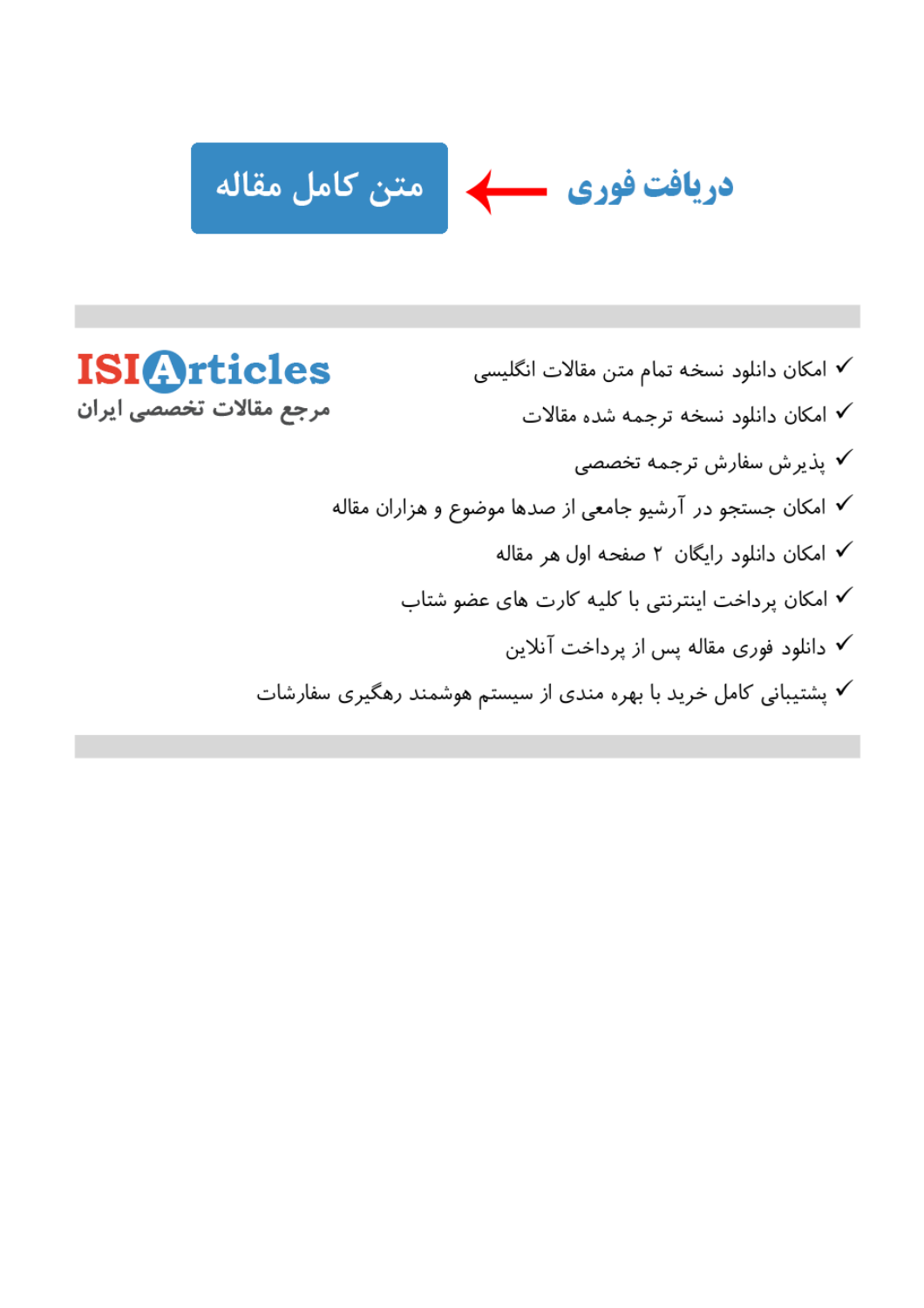دریافت فوری ← **متن کامل مقاله**

**ISIArticles**
مرجع مقالات تخصصی ایران

- ✓ امکان دانلود نسخه تمام متن مقالات انگلیسی
- ✓ امکان دانلود نسخه ترجمه شده مقالات
- ✓ پذیرش سفارش ترجمه تخصصی
- ✓ امکان جستجو در آرشیو جامعی از صدها موضوع و هزاران مقاله
- ✓ امکان دانلود رایگان ۲ صفحه اول هر مقاله
- ✓ امکان پرداخت اینترنتی با کلیه کارت های عضو شتاب
- ✓ دانلود فوری مقاله پس از پرداخت آنلاین
- ✓ پشتیبانی کامل خرید با بهره مندی از سیستم هوشمند رهگیری سفارشات